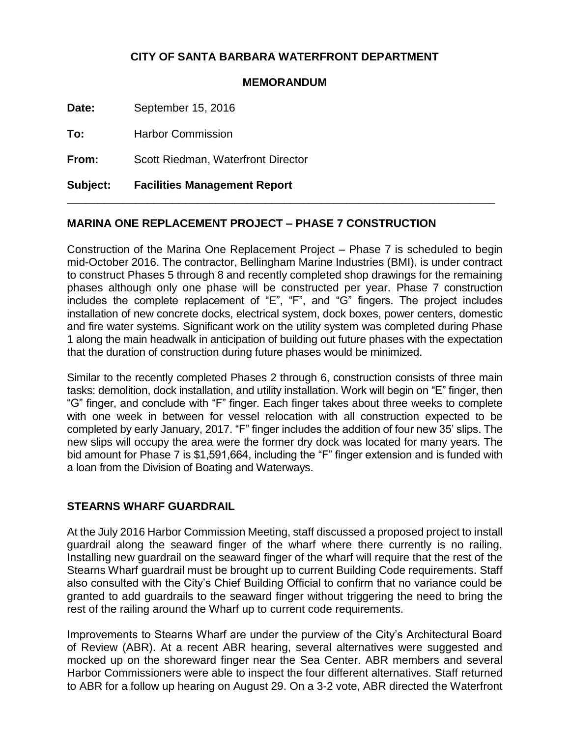**CITY OF SANTA BARBARA WATERFRONT DEPARTMENT**

**MEMORANDUM**

**Date:** September 15, 2016

**To:** Harbor Commission

**From:** Scott Riedman, Waterfront Director

**Subject: Facilities Management Report**

---

## MARINA ONE REPLACEMENT PROJECT – PHASE 7 CONSTRUCTION

Construction of the Marina One Replacement Project – Phase 7 is scheduled to begin mid-October 2016. The contractor, Bellingham Marine Industries (BMI), is under contract to construct Phases 5 through 8 and recently completed shop drawings for the remaining phases although only one phase will be constructed per year. Phase 7 construction includes the complete replacement of "E", "F", and "G" fingers. The project includes installation of new concrete docks, electrical system, dock boxes, power centers, domestic and fire water systems. Significant work on the utility system was completed during Phase 1 along the main headwalk in anticipation of building out future phases with the expectation that the duration of construction during future phases would be minimized.

Similar to the recently completed Phases 2 through 6, construction consists of three main tasks: demolition, dock installation, and utility installation. Work will begin on "E" finger, then "G" finger, and conclude with "F" finger. Each finger takes about three weeks to complete with one week in between for vessel relocation with all construction expected to be completed by early January, 2017. "F" finger includes the addition of four new 35' slips. The new slips will occupy the area were the former dry dock was located for many years. The bid amount for Phase 7 is $1,591,664, including the "F" finger extension and is funded with a loan from the Division of Boating and Waterways.

## STEARNS WHARF GUARDRAIL

At the July 2016 Harbor Commission Meeting, staff discussed a proposed project to install guardrail along the seaward finger of the wharf where there currently is no railing. Installing new guardrail on the seaward finger of the wharf will require that the rest of the Stearns Wharf guardrail must be brought up to current Building Code requirements. Staff also consulted with the City's Chief Building Official to confirm that no variance could be granted to add guardrails to the seaward finger without triggering the need to bring the rest of the railing around the Wharf up to current code requirements.

Improvements to Stearns Wharf are under the purview of the City's Architectural Board of Review (ABR). At a recent ABR hearing, several alternatives were suggested and mocked up on the shoreward finger near the Sea Center. ABR members and several Harbor Commissioners were able to inspect the four different alternatives. Staff returned to ABR for a follow up hearing on August 29. On a 3-2 vote, ABR directed the Waterfront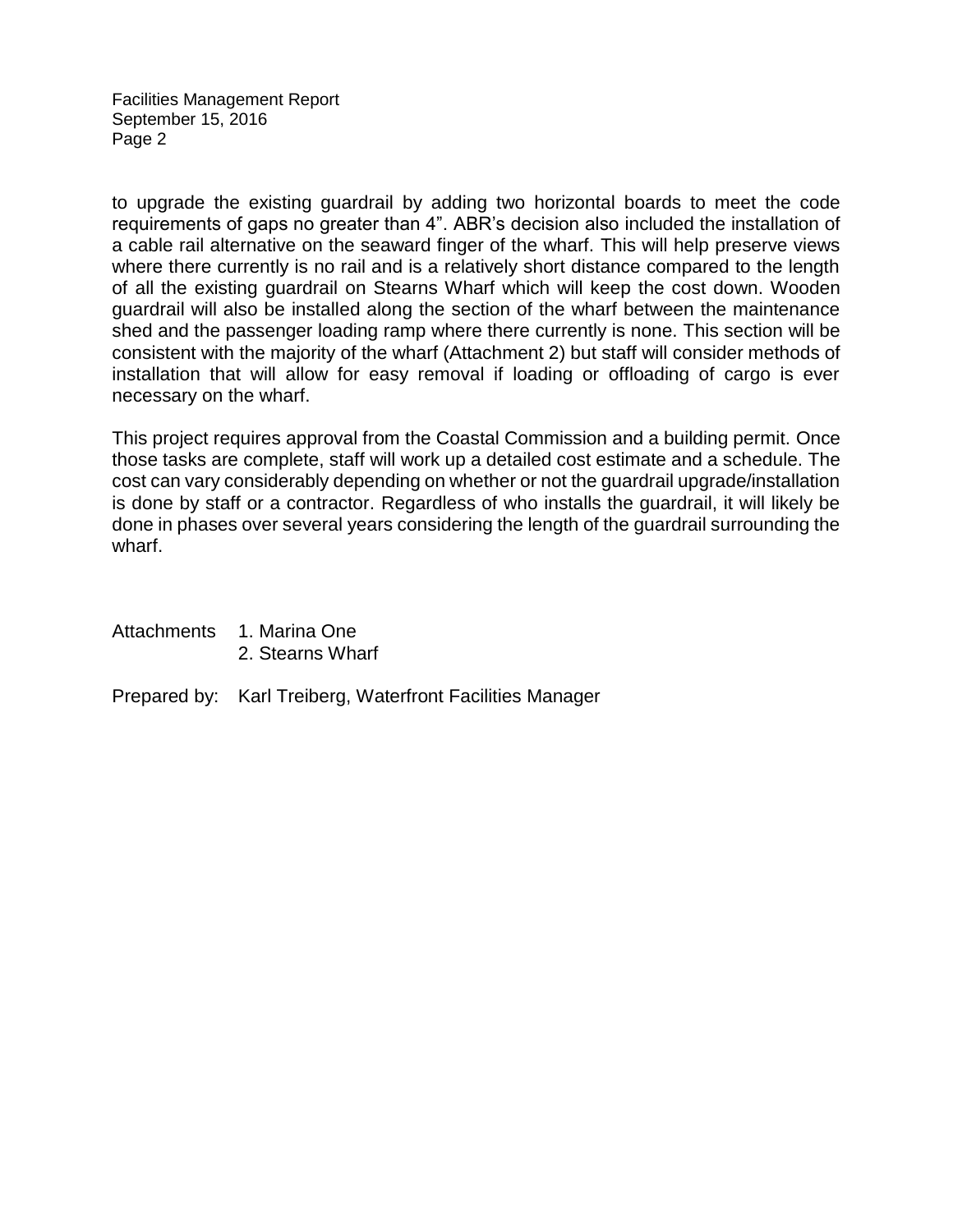to upgrade the existing guardrail by adding two horizontal boards to meet the code requirements of gaps no greater than 4”. ABR’s decision also included the installation of a cable rail alternative on the seaward finger of the wharf. This will help preserve views where there currently is no rail and is a relatively short distance compared to the length of all the existing guardrail on Stearns Wharf which will keep the cost down. Wooden guardrail will also be installed along the section of the wharf between the maintenance shed and the passenger loading ramp where there currently is none. This section will be consistent with the majority of the wharf (Attachment 2) but staff will consider methods of installation that will allow for easy removal if loading or offloading of cargo is ever necessary on the wharf.

This project requires approval from the Coastal Commission and a building permit. Once those tasks are complete, staff will work up a detailed cost estimate and a schedule. The cost can vary considerably depending on whether or not the guardrail upgrade/installation is done by staff or a contractor. Regardless of who installs the guardrail, it will likely be done in phases over several years considering the length of the guardrail surrounding the wharf.

Attachments 1. Marina One
2. Stearns Wharf

Prepared by: Karl Treiberg, Waterfront Facilities Manager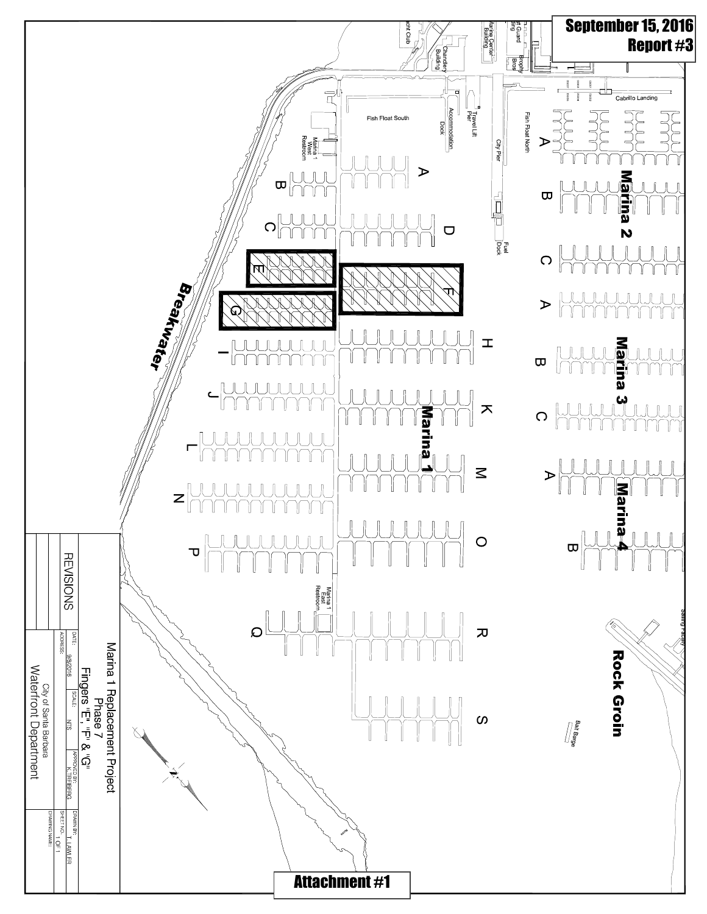**September 15, 2016**
**Report #3**

Marina 2

Marina 3

Marina 4

Marina 1

Breakwater

Rock Groin

Cabrillo Landing

Fish Float North

Fish Float South

City Pier

Fuel Dock

Travel Lift Pier

Accommodation Dock

Chandlery Building

Marina Center Building

Coast Guard Building

Brophy Bros

Yacht Club

Marina 1 West Restroom

Marina 1 East Restroom

Sailing Facility

Bait Barge

| | | | |
|---|---|---|---|
| Marina 1 Replacement Project<br>Phase 7<br>Fingers "E", "F" & "G" | | | |
| DATE: 9/8/2016 | SCALE: NTS | APPROVED BY: K. TREBERG | DRAWN BY: T. LAWLER |
| ADDRESS: | | | SHEET NO. 1 OF 1 |
| City of Santa Barbara<br>Waterfront Department | | | DRAWING NAME: |
| REVISIONS | | | |

**Attachment #1**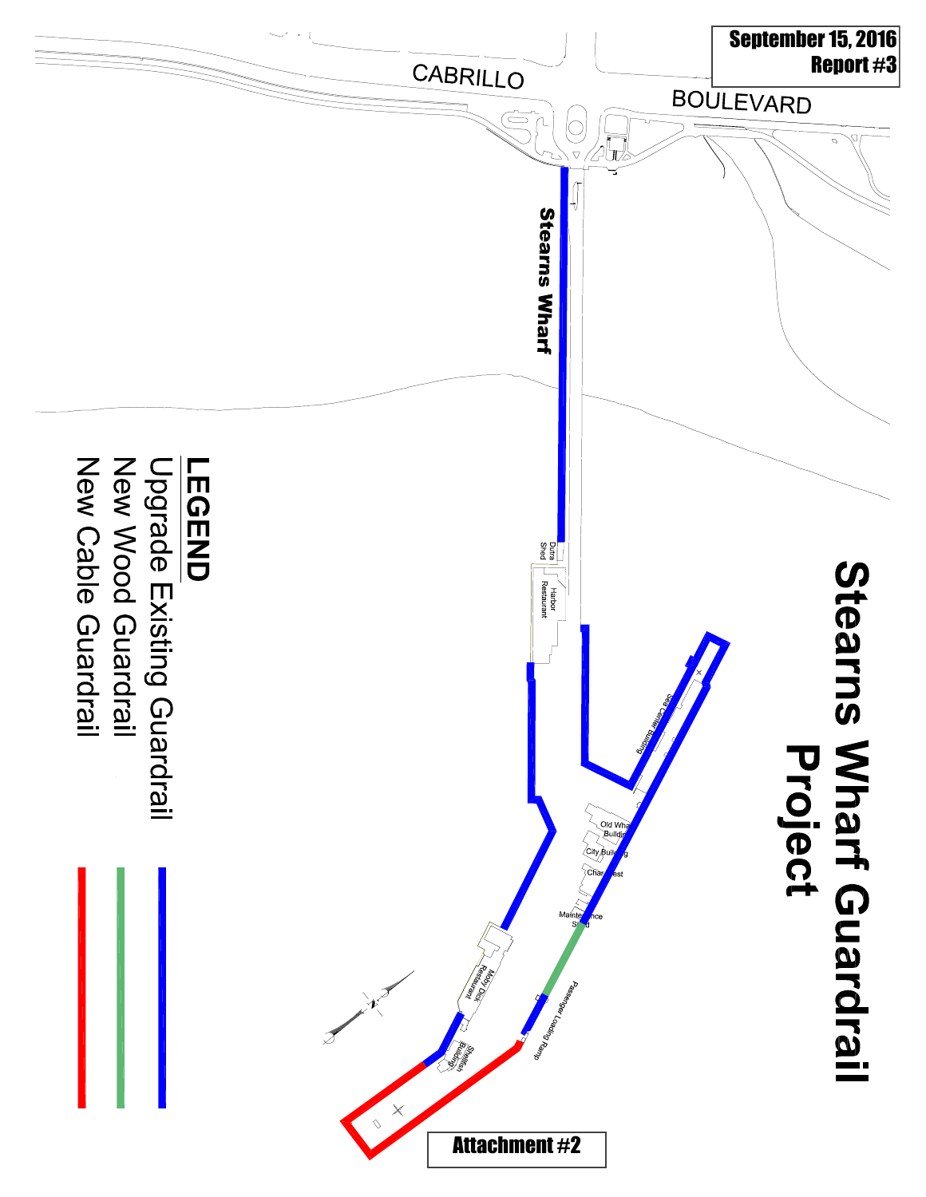September 15, 2016
Report #3

# Stearns Wharf Guardrail Project

CABRILLO BOULEVARD

Stearns Wharf

Dutra Shed

Harbor Restaurant

Sea Center Building

Old Wharf Building

City Building

Char West

Maintenance Shed

Passenger Loading Ramp

Moby Dick Restaurant

Shellfish Building

## LEGEND

Upgrade Existing Guardrail

New Wood Guardrail

New Cable Guardrail

Attachment #2